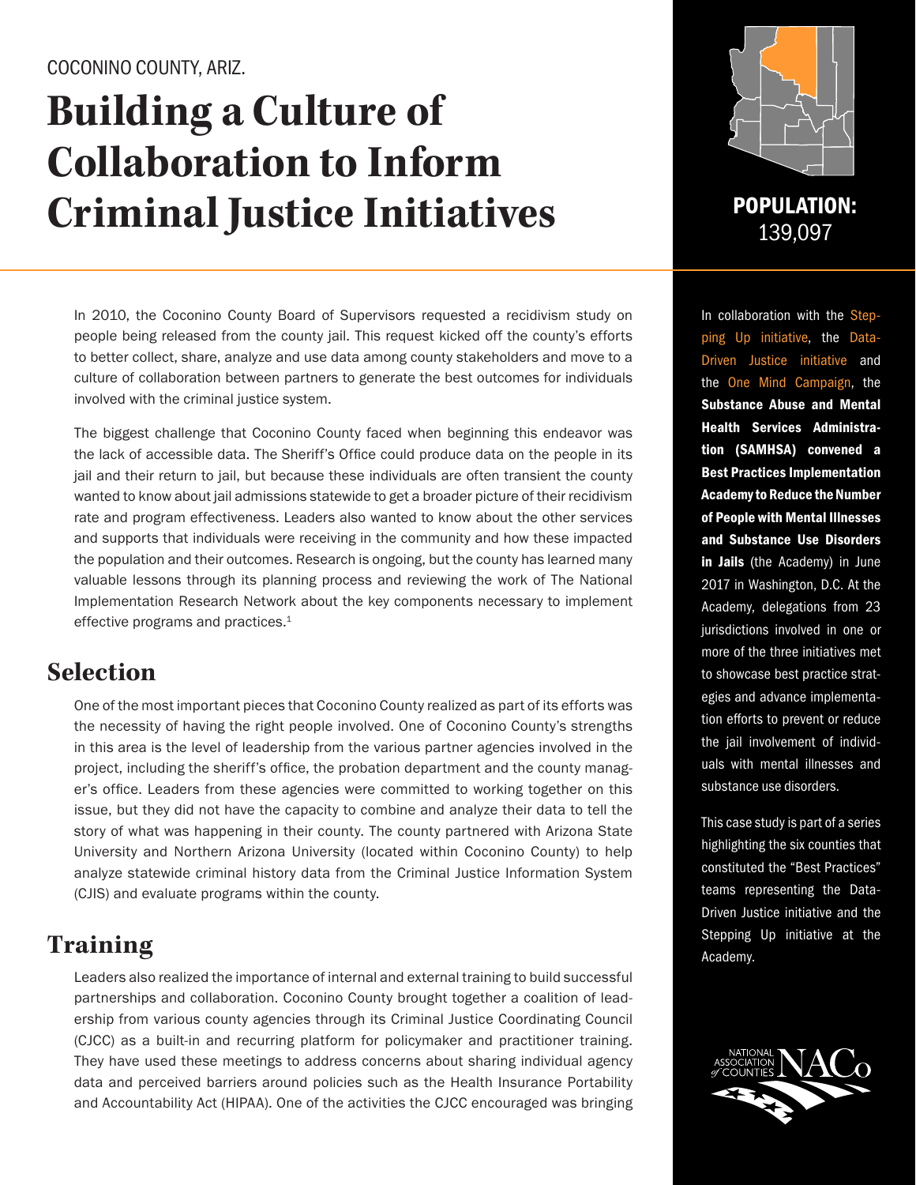COCONINO COUNTY, ARIZ.

# Building a Culture of Collaboration to Inform Criminal Justice Initiatives

**POPULATION:** 139,097

In 2010, the Coconino County Board of Supervisors requested a recidivism study on people being released from the county jail. This request kicked off the county's efforts to better collect, share, analyze and use data among county stakeholders and move to a culture of collaboration between partners to generate the best outcomes for individuals involved with the criminal justice system.

The biggest challenge that Coconino County faced when beginning this endeavor was the lack of accessible data. The Sheriff's Office could produce data on the people in its jail and their return to jail, but because these individuals are often transient the county wanted to know about jail admissions statewide to get a broader picture of their recidivism rate and program effectiveness. Leaders also wanted to know about the other services and supports that individuals were receiving in the community and how these impacted the population and their outcomes. Research is ongoing, but the county has learned many valuable lessons through its planning process and reviewing the work of The National Implementation Research Network about the key components necessary to implement effective programs and practices.[1]

## Selection

One of the most important pieces that Coconino County realized as part of its efforts was the necessity of having the right people involved. One of Coconino County's strengths in this area is the level of leadership from the various partner agencies involved in the project, including the sheriff's office, the probation department and the county manager's office. Leaders from these agencies were committed to working together on this issue, but they did not have the capacity to combine and analyze their data to tell the story of what was happening in their county. The county partnered with Arizona State University and Northern Arizona University (located within Coconino County) to help analyze statewide criminal history data from the Criminal Justice Information System (CJIS) and evaluate programs within the county.

## Training

Leaders also realized the importance of internal and external training to build successful partnerships and collaboration. Coconino County brought together a coalition of leadership from various county agencies through its Criminal Justice Coordinating Council (CJCC) as a built-in and recurring platform for policymaker and practitioner training. They have used these meetings to address concerns about sharing individual agency data and perceived barriers around policies such as the Health Insurance Portability and Accountability Act (HIPAA). One of the activities the CJCC encouraged was bringing

In collaboration with the Stepping Up initiative, the Data-Driven Justice initiative and the One Mind Campaign, the **Substance Abuse and Mental Health Services Administration (SAMHSA) convened a Best Practices Implementation Academy to Reduce the Number of People with Mental Illnesses and Substance Use Disorders in Jails** (the Academy) in June 2017 in Washington, D.C. At the Academy, delegations from 23 jurisdictions involved in one or more of the three initiatives met to showcase best practice strategies and advance implementation efforts to prevent or reduce the jail involvement of individuals with mental illnesses and substance use disorders.

This case study is part of a series highlighting the six counties that constituted the "Best Practices" teams representing the Data-Driven Justice initiative and the Stepping Up initiative at the Academy.

NATIONAL ASSOCIATION of COUNTIES NACo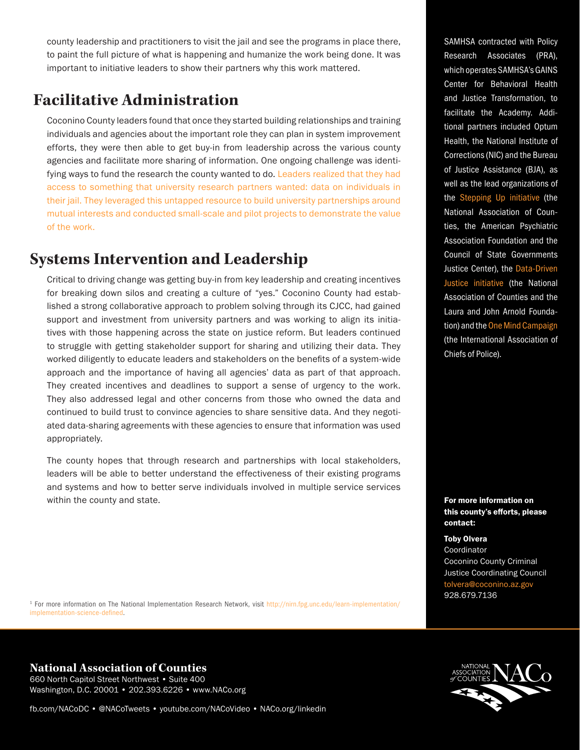county leadership and practitioners to visit the jail and see the programs in place there, to paint the full picture of what is happening and humanize the work being done. It was important to initiative leaders to show their partners why this work mattered.

## Facilitative Administration

Coconino County leaders found that once they started building relationships and training individuals and agencies about the important role they can plan in system improvement efforts, they were then able to get buy-in from leadership across the various county agencies and facilitate more sharing of information. One ongoing challenge was identifying ways to fund the research the county wanted to do. Leaders realized that they had access to something that university research partners wanted: data on individuals in their jail. They leveraged this untapped resource to build university partnerships around mutual interests and conducted small-scale and pilot projects to demonstrate the value of the work.

## Systems Intervention and Leadership

Critical to driving change was getting buy-in from key leadership and creating incentives for breaking down silos and creating a culture of "yes." Coconino County had established a strong collaborative approach to problem solving through its CJCC, had gained support and investment from university partners and was working to align its initiatives with those happening across the state on justice reform. But leaders continued to struggle with getting stakeholder support for sharing and utilizing their data. They worked diligently to educate leaders and stakeholders on the benefits of a system-wide approach and the importance of having all agencies' data as part of that approach. They created incentives and deadlines to support a sense of urgency to the work. They also addressed legal and other concerns from those who owned the data and continued to build trust to convince agencies to share sensitive data. And they negotiated data-sharing agreements with these agencies to ensure that information was used appropriately.

The county hopes that through research and partnerships with local stakeholders, leaders will be able to better understand the effectiveness of their existing programs and systems and how to better serve individuals involved in multiple service services within the county and state.

[1] For more information on The National Implementation Research Network, visit http://nirn.fpg.unc.edu/learn-implementation/implementation-science-defined.

SAMHSA contracted with Policy Research Associates (PRA), which operates SAMHSA's GAINS Center for Behavioral Health and Justice Transformation, to facilitate the Academy. Additional partners included Optum Health, the National Institute of Corrections (NIC) and the Bureau of Justice Assistance (BJA), as well as the lead organizations of the Stepping Up initiative (the National Association of Counties, the American Psychiatric Association Foundation and the Council of State Governments Justice Center), the Data-Driven Justice initiative (the National Association of Counties and the Laura and John Arnold Foundation) and the One Mind Campaign (the International Association of Chiefs of Police).

**For more information on this county's efforts, please contact:**

**Toby Olvera**
Coordinator
Coconino County Criminal Justice Coordinating Council
tolvera@coconino.az.gov
928.679.7136

**National Association of Counties**
660 North Capitol Street Northwest • Suite 400
Washington, D.C. 20001 • 202.393.6226 • www.NACo.org

fb.com/NACoDC • @NACoTweets • youtube.com/NACoVideo • NACo.org/linkedin